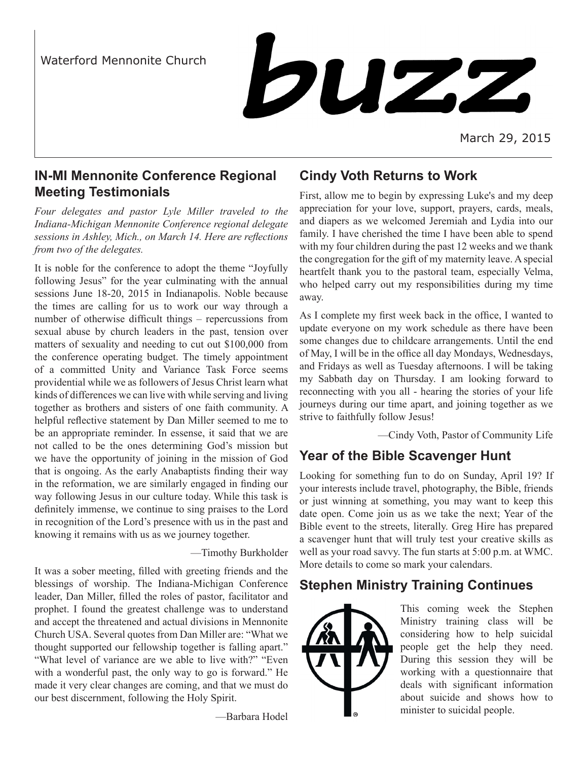Waterford Mennonite Church

# buzz

March 29, 2015

## IN-MI Mennonite Conference Regional Meeting Testimonials

*Four delegates and pastor Lyle Miller traveled to the Indiana-Michigan Mennonite Conference regional delegate sessions in Ashley, Mich., on March 14. Here are reflections from two of the delegates.*

It is noble for the conference to adopt the theme "Joyfully following Jesus" for the year culminating with the annual sessions June 18-20, 2015 in Indianapolis. Noble because the times are calling for us to work our way through a number of otherwise difficult things – repercussions from sexual abuse by church leaders in the past, tension over matters of sexuality and needing to cut out $100,000 from the conference operating budget. The timely appointment of a committed Unity and Variance Task Force seems providential while we as followers of Jesus Christ learn what kinds of differences we can live with while serving and living together as brothers and sisters of one faith community. A helpful reflective statement by Dan Miller seemed to me to be an appropriate reminder. In essense, it said that we are not called to be the ones determining God's mission but we have the opportunity of joining in the mission of God that is ongoing. As the early Anabaptists finding their way in the reformation, we are similarly engaged in finding our way following Jesus in our culture today. While this task is definitely immense, we continue to sing praises to the Lord in recognition of the Lord's presence with us in the past and knowing it remains with us as we journey together.

—Timothy Burkholder

It was a sober meeting, filled with greeting friends and the blessings of worship. The Indiana-Michigan Conference leader, Dan Miller, filled the roles of pastor, facilitator and prophet. I found the greatest challenge was to understand and accept the threatened and actual divisions in Mennonite Church USA. Several quotes from Dan Miller are: "What we thought supported our fellowship together is falling apart." "What level of variance are we able to live with?" "Even with a wonderful past, the only way to go is forward." He made it very clear changes are coming, and that we must do our best discernment, following the Holy Spirit.

—Barbara Hodel

## Cindy Voth Returns to Work

First, allow me to begin by expressing Luke's and my deep appreciation for your love, support, prayers, cards, meals, and diapers as we welcomed Jeremiah and Lydia into our family. I have cherished the time I have been able to spend with my four children during the past 12 weeks and we thank the congregation for the gift of my maternity leave. A special heartfelt thank you to the pastoral team, especially Velma, who helped carry out my responsibilities during my time away.

As I complete my first week back in the office, I wanted to update everyone on my work schedule as there have been some changes due to childcare arrangements. Until the end of May, I will be in the office all day Mondays, Wednesdays, and Fridays as well as Tuesday afternoons. I will be taking my Sabbath day on Thursday. I am looking forward to reconnecting with you all - hearing the stories of your life journeys during our time apart, and joining together as we strive to faithfully follow Jesus!

—Cindy Voth, Pastor of Community Life

## Year of the Bible Scavenger Hunt

Looking for something fun to do on Sunday, April 19? If your interests include travel, photography, the Bible, friends or just winning at something, you may want to keep this date open. Come join us as we take the next; Year of the Bible event to the streets, literally. Greg Hire has prepared a scavenger hunt that will truly test your creative skills as well as your road savvy. The fun starts at 5:00 p.m. at WMC. More details to come so mark your calendars.

## Stephen Ministry Training Continues

This coming week the Stephen Ministry training class will be considering how to help suicidal people get the help they need. During this session they will be working with a questionnaire that deals with significant information about suicide and shows how to minister to suicidal people.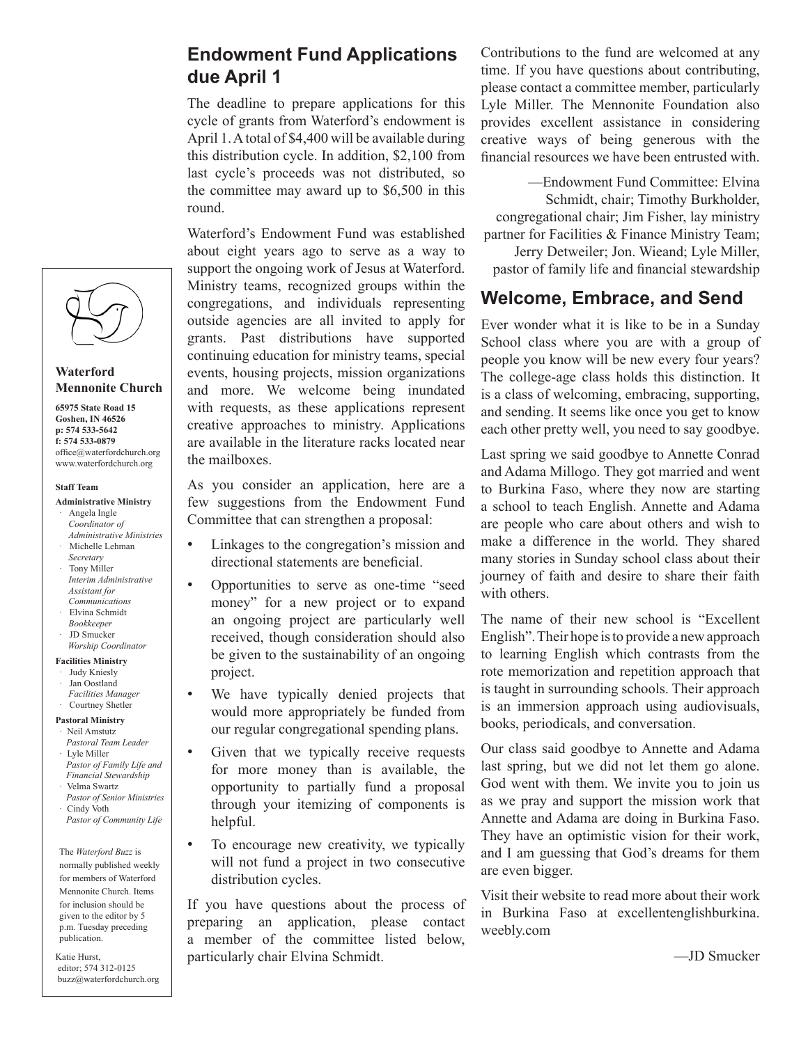## Endowment Fund Applications due April 1

The deadline to prepare applications for this cycle of grants from Waterford's endowment is April 1. A total of $4,400 will be available during this distribution cycle. In addition, $2,100 from last cycle's proceeds was not distributed, so the committee may award up to $6,500 in this round.

Waterford's Endowment Fund was established about eight years ago to serve as a way to support the ongoing work of Jesus at Waterford. Ministry teams, recognized groups within the congregations, and individuals representing outside agencies are all invited to apply for grants. Past distributions have supported continuing education for ministry teams, special events, housing projects, mission organizations and more. We welcome being inundated with requests, as these applications represent creative approaches to ministry. Applications are available in the literature racks located near the mailboxes.

As you consider an application, here are a few suggestions from the Endowment Fund Committee that can strengthen a proposal:

- Linkages to the congregation's mission and directional statements are beneficial.
- Opportunities to serve as one-time "seed money" for a new project or to expand an ongoing project are particularly well received, though consideration should also be given to the sustainability of an ongoing project.
- We have typically denied projects that would more appropriately be funded from our regular congregational spending plans.
- Given that we typically receive requests for more money than is available, the opportunity to partially fund a proposal through your itemizing of components is helpful.
- To encourage new creativity, we typically will not fund a project in two consecutive distribution cycles.

If you have questions about the process of preparing an application, please contact a member of the committee listed below, particularly chair Elvina Schmidt.

Contributions to the fund are welcomed at any time. If you have questions about contributing, please contact a committee member, particularly Lyle Miller. The Mennonite Foundation also provides excellent assistance in considering creative ways of being generous with the financial resources we have been entrusted with.

—Endowment Fund Committee: Elvina Schmidt, chair; Timothy Burkholder, congregational chair; Jim Fisher, lay ministry partner for Facilities & Finance Ministry Team; Jerry Detweiler; Jon. Wieand; Lyle Miller, pastor of family life and financial stewardship

## Welcome, Embrace, and Send

Ever wonder what it is like to be in a Sunday School class where you are with a group of people you know will be new every four years? The college-age class holds this distinction. It is a class of welcoming, embracing, supporting, and sending. It seems like once you get to know each other pretty well, you need to say goodbye.

Last spring we said goodbye to Annette Conrad and Adama Millogo. They got married and went to Burkina Faso, where they now are starting a school to teach English. Annette and Adama are people who care about others and wish to make a difference in the world. They shared many stories in Sunday school class about their journey of faith and desire to share their faith with others.

The name of their new school is "Excellent English". Their hope is to provide a new approach to learning English which contrasts from the rote memorization and repetition approach that is taught in surrounding schools. Their approach is an immersion approach using audiovisuals, books, periodicals, and conversation.

Our class said goodbye to Annette and Adama last spring, but we did not let them go alone. God went with them. We invite you to join us as we pray and support the mission work that Annette and Adama are doing in Burkina Faso. They have an optimistic vision for their work, and I am guessing that God's dreams for them are even bigger.

Visit their website to read more about their work in Burkina Faso at excellentenglishburkina.weebly.com

—JD Smucker

---

**Waterford Mennonite Church**

**65975 State Road 15**
**Goshen, IN 46526**
**p: 574 533-5642**
**f: 574 533-0879**
office@waterfordchurch.org
www.waterfordchurch.org

**Staff Team**

**Administrative Ministry**
- Angela Ingle, *Coordinator of Administrative Ministries*
- Michelle Lehman, *Secretary*
- Tony Miller, *Interim Administrative Assistant for Communications*
- Elvina Schmidt, *Bookkeeper*
- JD Smucker, *Worship Coordinator*

**Facilities Ministry**
- Judy Kniesly
- Jan Oostland, *Facilities Manager*
- Courtney Shetler

**Pastoral Ministry**
- Neil Amstutz, *Pastoral Team Leader*
- Lyle Miller, *Pastor of Family Life and Financial Stewardship*
- Velma Swartz, *Pastor of Senior Ministries*
- Cindy Voth, *Pastor of Community Life*

The *Waterford Buzz* is normally published weekly for members of Waterford Mennonite Church. Items for inclusion should be given to the editor by 5 p.m. Tuesday preceding publication.

Katie Hurst, editor; 574 312-0125
buzz@waterfordchurch.org